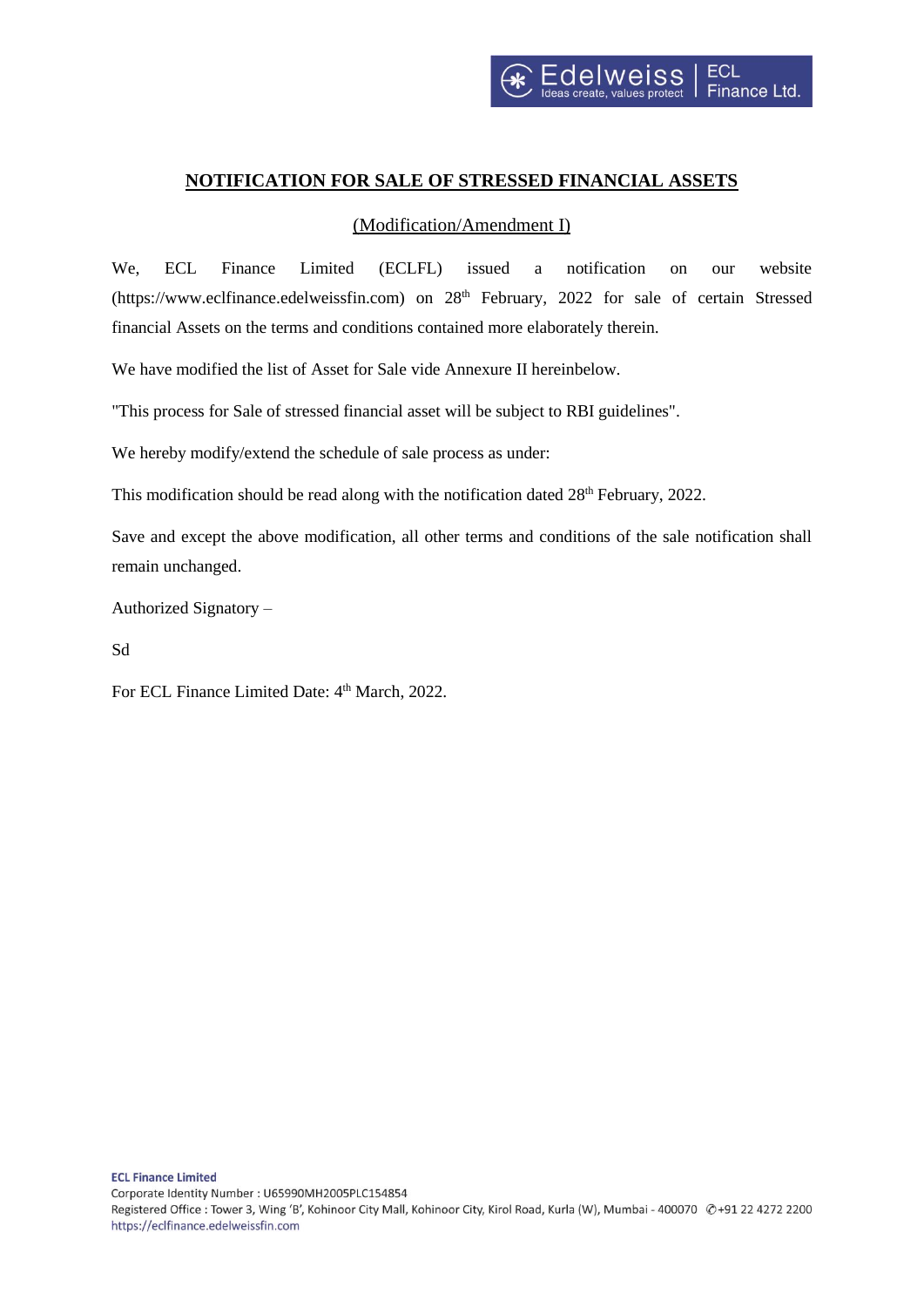## NOTIFICATION FOR SALE OF STRESSED FINANCIAL ASSETS

(Modification/Amendment I)

We, ECL Finance Limited (ECLFL) issued a notification on our website (https://www.eclfinance.edelweissfin.com) on 28th February, 2022 for sale of certain Stressed financial Assets on the terms and conditions contained more elaborately therein.

We have modified the list of Asset for Sale vide Annexure II hereinbelow.

"This process for Sale of stressed financial asset will be subject to RBI guidelines".

We hereby modify/extend the schedule of sale process as under:

This modification should be read along with the notification dated 28th February, 2022.

Save and except the above modification, all other terms and conditions of the sale notification shall remain unchanged.

Authorized Signatory –

Sd

For ECL Finance Limited Date: 4th March, 2022.

**ECL Finance Limited**
Corporate Identity Number : U65990MH2005PLC154854
Registered Office : Tower 3, Wing 'B', Kohinoor City Mall, Kohinoor City, Kirol Road, Kurla (W), Mumbai - 400070 ✆+91 22 4272 2200
https://eclfinance.edelweissfin.com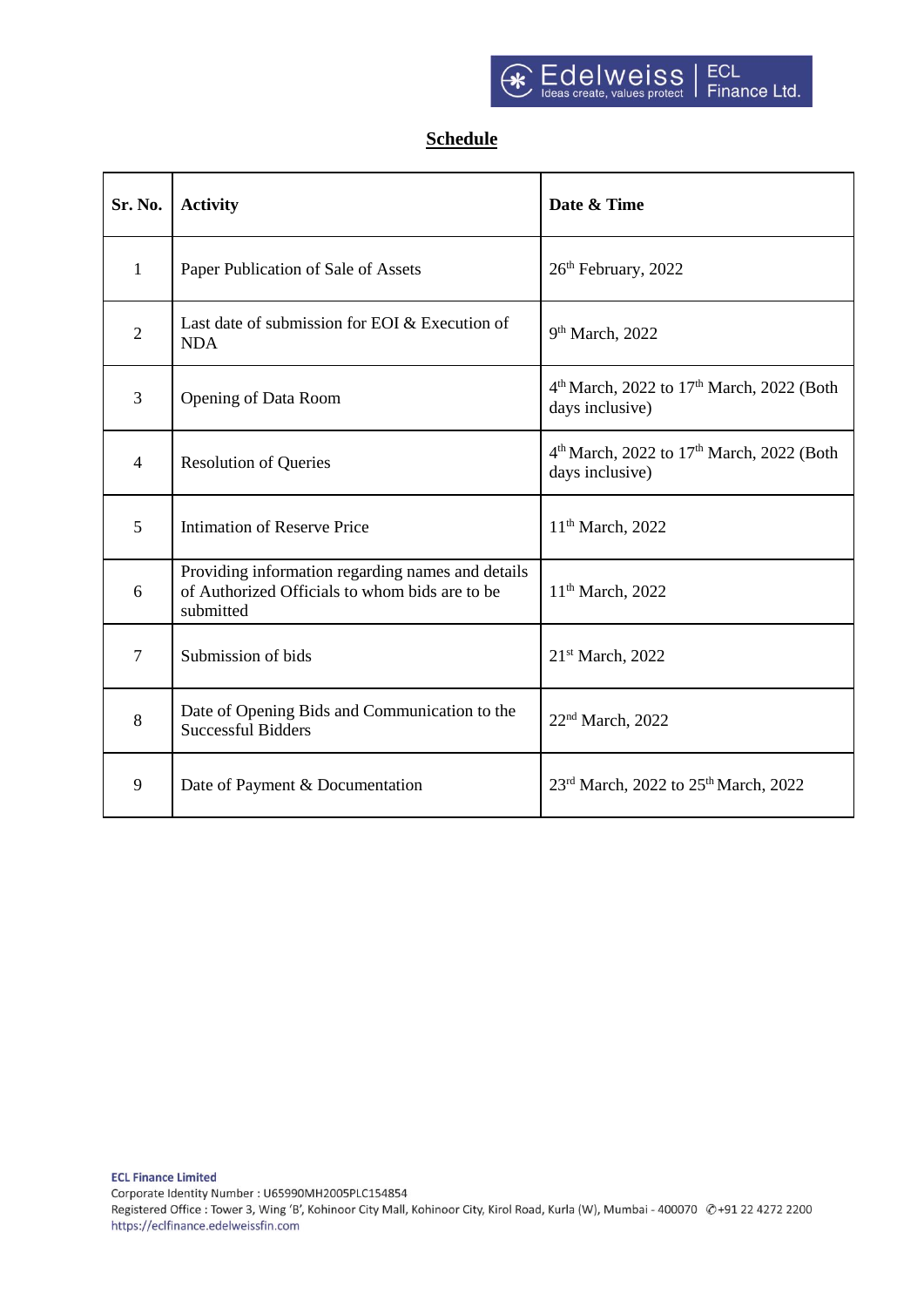## Schedule

| Sr. No. | Activity | Date & Time |
|---|---|---|
| 1 | Paper Publication of Sale of Assets | 26th February, 2022 |
| 2 | Last date of submission for EOI & Execution of NDA | 9th March, 2022 |
| 3 | Opening of Data Room | 4th March, 2022 to 17th March, 2022 (Both days inclusive) |
| 4 | Resolution of Queries | 4th March, 2022 to 17th March, 2022 (Both days inclusive) |
| 5 | Intimation of Reserve Price | 11th March, 2022 |
| 6 | Providing information regarding names and details of Authorized Officials to whom bids are to be submitted | 11th March, 2022 |
| 7 | Submission of bids | 21st March, 2022 |
| 8 | Date of Opening Bids and Communication to the Successful Bidders | 22nd March, 2022 |
| 9 | Date of Payment & Documentation | 23rd March, 2022 to 25th March, 2022 |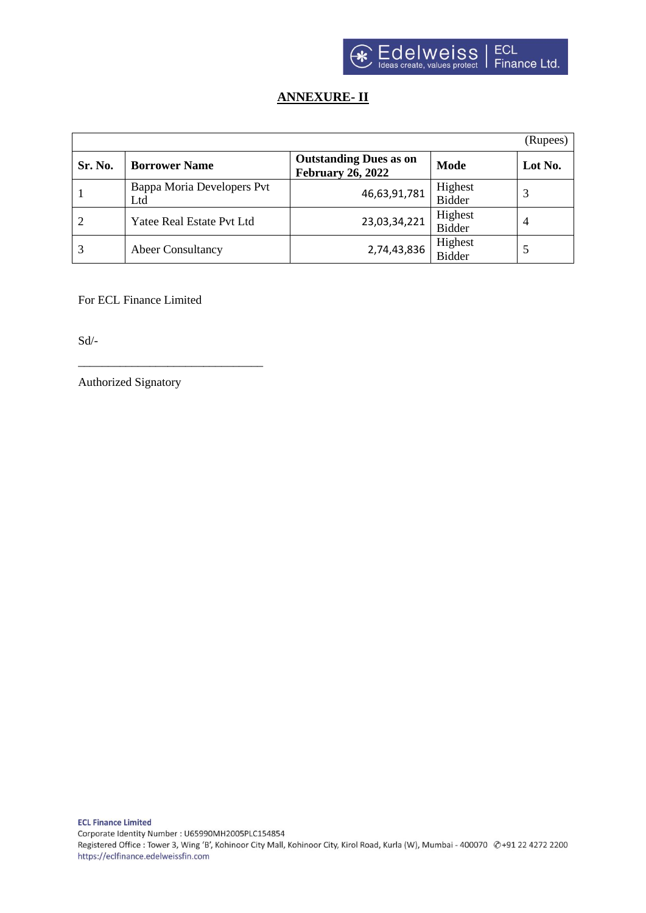## ANNEXURE- II

| | | | | (Rupees) |
|---|---|---|---|---|
| **Sr. No.** | **Borrower Name** | **Outstanding Dues as on February 26, 2022** | **Mode** | **Lot No.** |
| 1 | Bappa Moria Developers Pvt Ltd | 46,63,91,781 | Highest Bidder | 3 |
| 2 | Yatee Real Estate Pvt Ltd | 23,03,34,221 | Highest Bidder | 4 |
| 3 | Abeer Consultancy | 2,74,43,836 | Highest Bidder | 5 |

For ECL Finance Limited

Sd/-

\_\_\_\_\_\_\_\_\_\_\_\_\_\_\_\_\_\_\_\_\_\_\_\_\_\_\_\_\_\_

Authorized Signatory

**ECL Finance Limited**
Corporate Identity Number : U65990MH2005PLC154854
Registered Office : Tower 3, Wing 'B', Kohinoor City Mall, Kohinoor City, Kirol Road, Kurla (W), Mumbai - 400070 ✆+91 22 4272 2200
https://eclfinance.edelweissfin.com